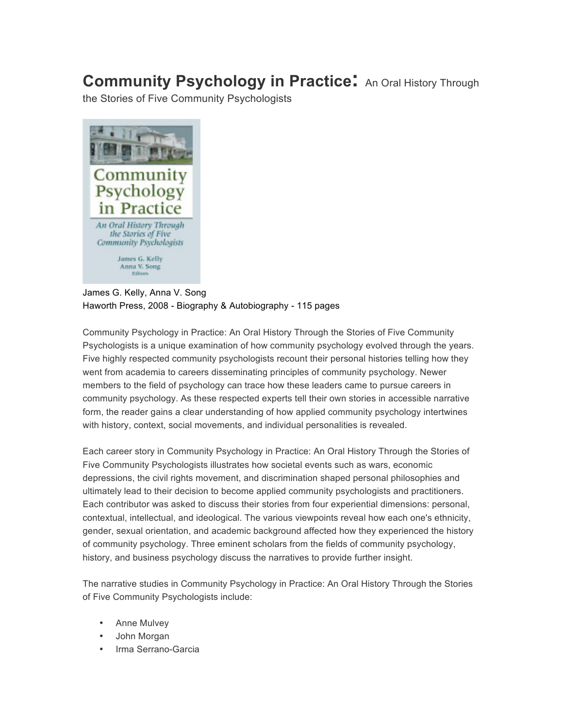# **Community Psychology in Practice:** An Oral History Through the Stories of Five Community Psychologists

James G. Kelly, Anna V. Song
Haworth Press, 2008 - Biography & Autobiography - 115 pages

Community Psychology in Practice: An Oral History Through the Stories of Five Community Psychologists is a unique examination of how community psychology evolved through the years. Five highly respected community psychologists recount their personal histories telling how they went from academia to careers disseminating principles of community psychology. Newer members to the field of psychology can trace how these leaders came to pursue careers in community psychology. As these respected experts tell their own stories in accessible narrative form, the reader gains a clear understanding of how applied community psychology intertwines with history, context, social movements, and individual personalities is revealed.

Each career story in Community Psychology in Practice: An Oral History Through the Stories of Five Community Psychologists illustrates how societal events such as wars, economic depressions, the civil rights movement, and discrimination shaped personal philosophies and ultimately lead to their decision to become applied community psychologists and practitioners. Each contributor was asked to discuss their stories from four experiential dimensions: personal, contextual, intellectual, and ideological. The various viewpoints reveal how each one's ethnicity, gender, sexual orientation, and academic background affected how they experienced the history of community psychology. Three eminent scholars from the fields of community psychology, history, and business psychology discuss the narratives to provide further insight.

The narrative studies in Community Psychology in Practice: An Oral History Through the Stories of Five Community Psychologists include:

- Anne Mulvey
- John Morgan
- Irma Serrano-Garcia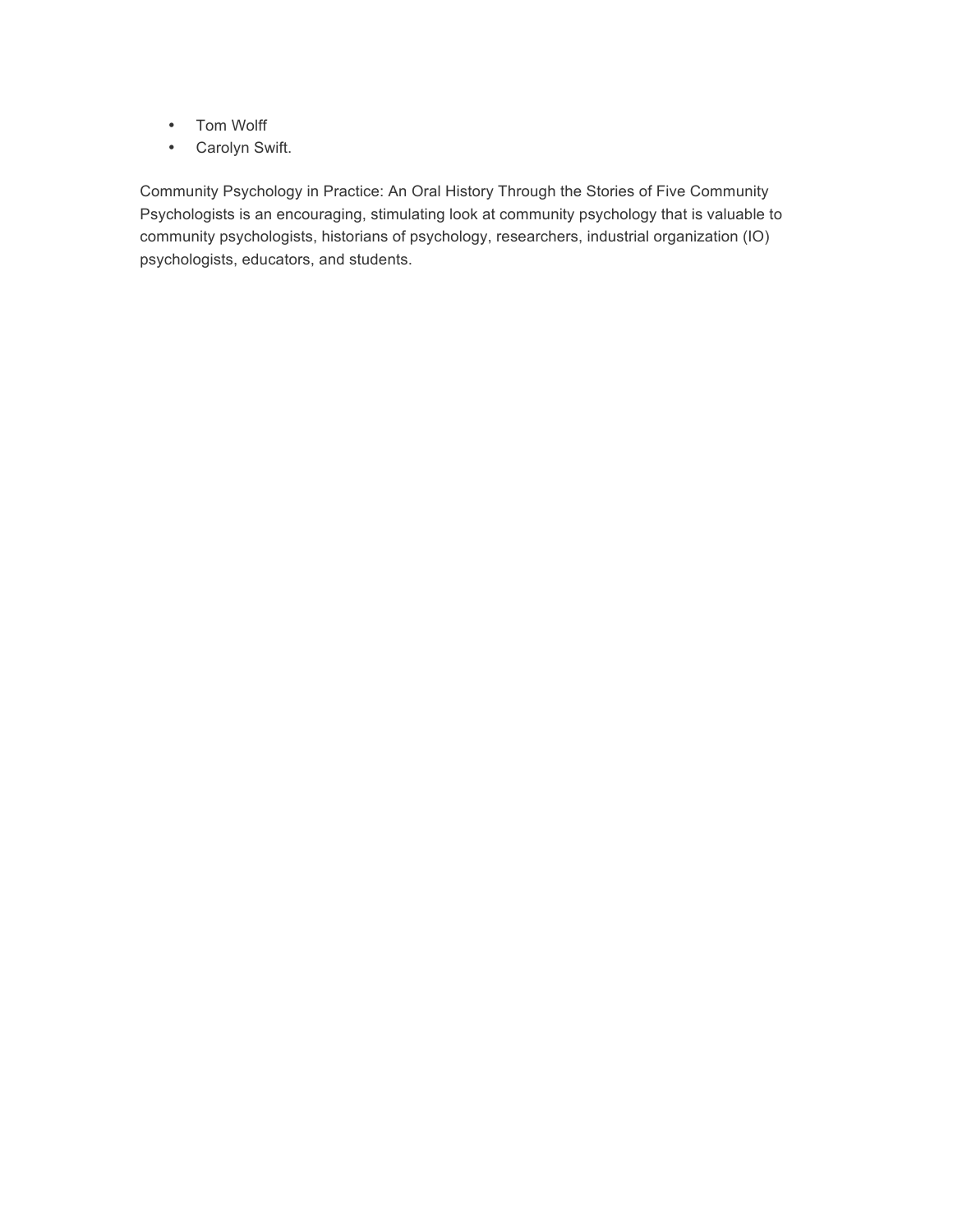- Tom Wolff
- Carolyn Swift.

Community Psychology in Practice: An Oral History Through the Stories of Five Community Psychologists is an encouraging, stimulating look at community psychology that is valuable to community psychologists, historians of psychology, researchers, industrial organization (IO) psychologists, educators, and students.